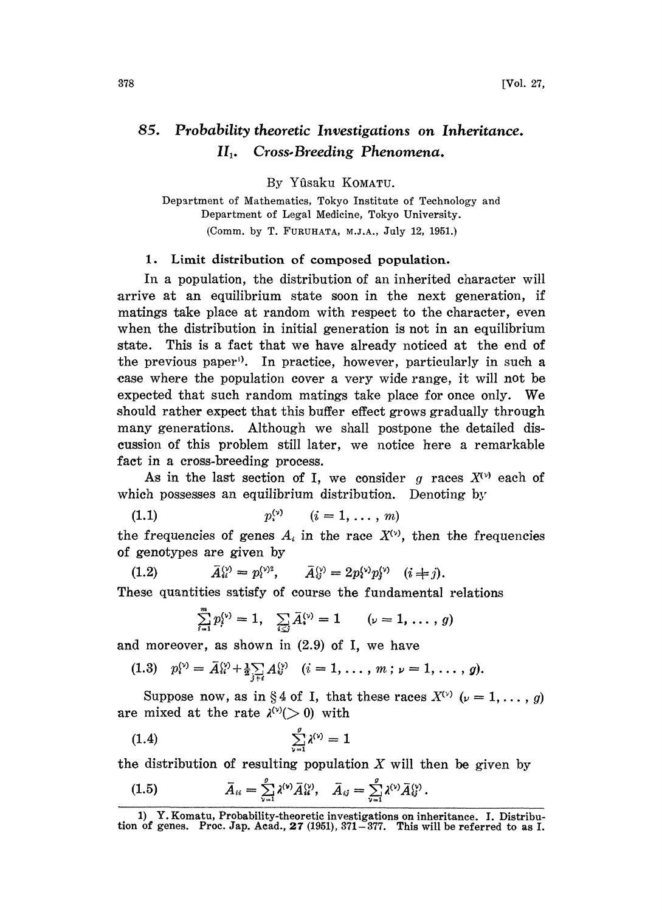# 85. Probability theoretic Investigations on Inheritance. $\text{II}_1$. Cross-Breeding Phenomena.

By Yûsaku KOMATU.

Department of Mathematics, Tokyo Institute of Technology and Department of Legal Medicine, Tokyo University.

(Comm. by T. FURUHATA, M.J.A., July 12, 1951.)

## 1. Limit distribution of composed population.

In a population, the distribution of an inherited character will arrive at an equilibrium state soon in the next generation, if matings take place at random with respect to the character, even when the distribution in initial generation is not in an equilibrium state. This is a fact that we have already noticed at the end of the previous paper[1]. In practice, however, particularly in such a case where the population cover a very wide range, it will not be expected that such random matings take place for once only. We should rather expect that this buffer effect grows gradually through many generations. Although we shall postpone the detailed discussion of this problem still later, we notice here a remarkable fact in a cross-breeding process.

As in the last section of I, we consider $g$ races $X^{(\nu)}$ each of which possesses an equilibrium distribution. Denoting by

$$p_i^{(\nu)} \qquad (i = 1, \dots, m) \tag{1.1}$$

the frequencies of genes $A_i$ in the race $X^{(\nu)}$, then the frequencies of genotypes are given by

$$\bar{A}_{ii}^{(\nu)} = p_i^{(\nu)2}, \qquad \bar{A}_{ij}^{(\nu)} = 2p_i^{(\nu)}p_j^{(\nu)} \quad (i \neq j). \tag{1.2}$$

These quantities satisfy of course the fundamental relations

$$\sum_{i=1}^{m} p_i^{(\nu)} = 1, \quad \sum_{i \leq j} \bar{A}_{ij}^{(\nu)} = 1 \qquad (\nu = 1, \dots, g)$$

and moreover, as shown in (2.9) of I, we have

$$p_i^{(\nu)} = \bar{A}_{ii}^{(\nu)} + \tfrac{1}{2}\sum_{j \neq i} A_{ij}^{(\nu)} \quad (i = 1, \dots, m\,;\, \nu = 1, \dots, g). \tag{1.3}$$

Suppose now, as in §4 of I, that these races $X^{(\nu)}$ $(\nu = 1, \dots, g)$ are mixed at the rate $\lambda^{(\nu)} (> 0)$ with

$$\sum_{\nu=1}^{g} \lambda^{(\nu)} = 1 \tag{1.4}$$

the distribution of resulting population $X$ will then be given by

$$\bar{A}_{ii} = \sum_{\nu=1}^{g} \lambda^{(\nu)} \bar{A}_{ii}^{(\nu)}, \quad \bar{A}_{ij} = \sum_{\nu=1}^{g} \lambda^{(\nu)} \bar{A}_{ij}^{(\nu)}. \tag{1.5}$$

---

1) Y. Komatu, Probability-theoretic investigations on inheritance. I. Distribution of genes. Proc. Jap. Acad., **27** (1951), 371–377. This will be referred to as I.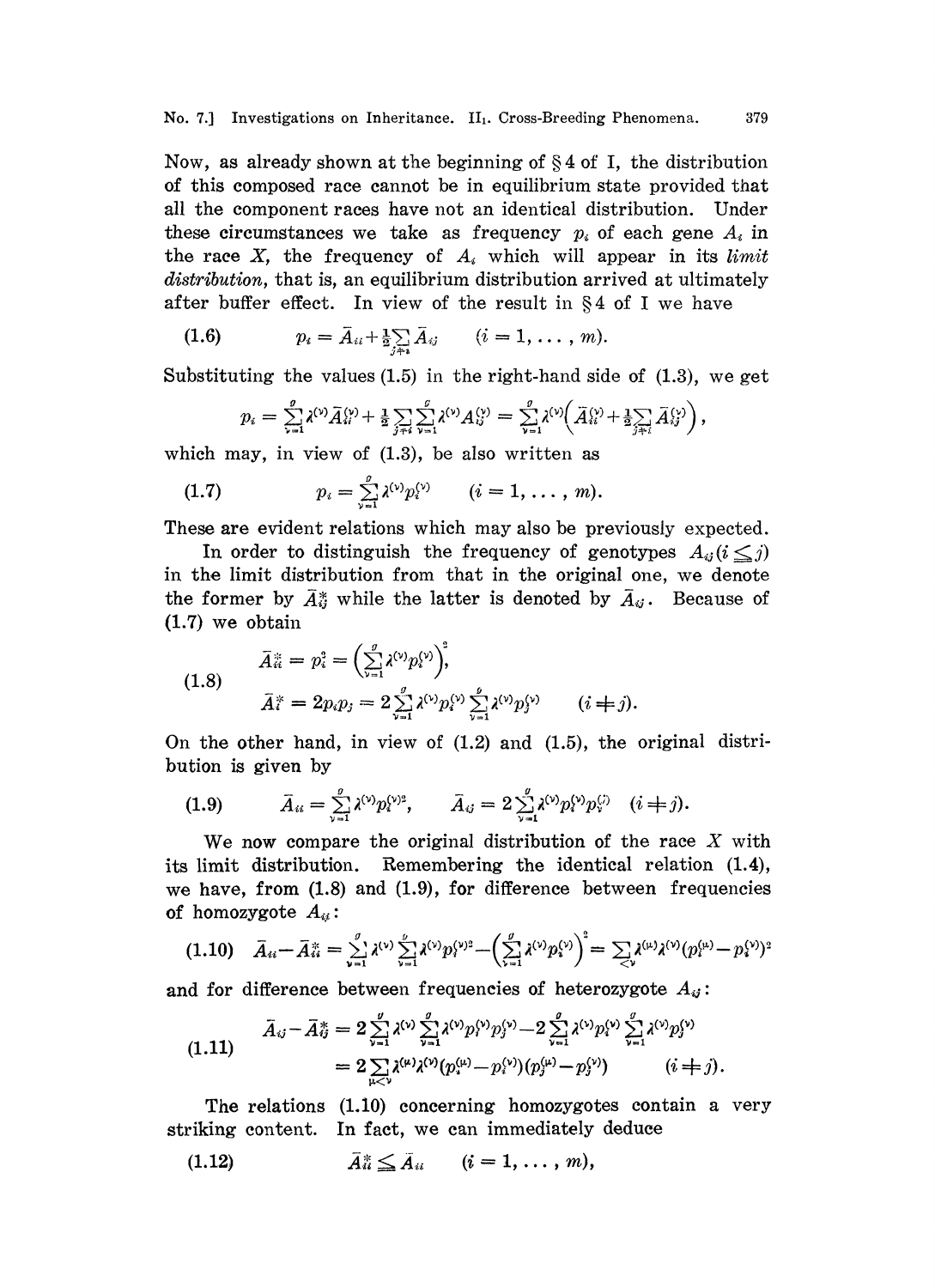Now, as already shown at the beginning of § 4 of I, the distribution of this composed race cannot be in equilibrium state provided that all the component races have not an identical distribution. Under these circumstances we take as frequency $p_i$ of each gene $A_i$ in the race $X$, the frequency of $A_i$ which will appear in its *limit distribution*, that is, an equilibrium distribution arrived at ultimately after buffer effect. In view of the result in § 4 of I we have

$$(1.6) \qquad p_i = \bar{A}_{ii} + \tfrac{1}{2}\sum_{j \neq i} \bar{A}_{ij} \qquad (i = 1, \ldots, m).$$

Substituting the values (1.5) in the right-hand side of (1.3), we get

$$p_i = \sum_{\nu=1}^{g} \lambda^{(\nu)} \bar{A}_{ii}^{(\nu)} + \tfrac{1}{2}\sum_{j \neq i}\sum_{\nu=1}^{g} \lambda^{(\nu)} A_{ij}^{(\nu)} = \sum_{\nu=1}^{g} \lambda^{(\nu)} \Big( \bar{A}_{ii}^{(\nu)} + \tfrac{1}{2}\sum_{j \neq i} \bar{A}_{ij}^{(\nu)} \Big),$$

which may, in view of (1.3), be also written as

$$(1.7) \qquad p_i = \sum_{\nu=1}^{g} \lambda^{(\nu)} p_i^{(\nu)} \qquad (i = 1, \ldots, m).$$

These are evident relations which may also be previously expected.

In order to distinguish the frequency of genotypes $A_{ij} (i \leq j)$ in the limit distribution from that in the original one, we denote the former by $\bar{A}_{ij}^{*}$ while the latter is denoted by $\bar{A}_{ij}$. Because of (1.7) we obtain

$$(1.8) \qquad \begin{aligned} \bar{A}_{ii}^{*} &= p_i^2 = \Big( \sum_{\nu=1}^{g} \lambda^{(\nu)} p_i^{(\nu)} \Big)^2, \\ \bar{A}_{ij}^{*} &= 2 p_i p_j = 2 \sum_{\nu=1}^{g} \lambda^{(\nu)} p_i^{(\nu)} \sum_{\nu=1}^{g} \lambda^{(\nu)} p_j^{(\nu)} \qquad (i \neq j). \end{aligned}$$

On the other hand, in view of (1.2) and (1.5), the original distribution is given by

$$(1.9) \qquad \bar{A}_{ii} = \sum_{\nu=1}^{g} \lambda^{(\nu)} p_i^{(\nu)2}, \qquad \bar{A}_{ij} = 2 \sum_{\nu=1}^{g} \lambda^{(\nu)} p_i^{(\nu)} p_j^{(\nu)} \quad (i \neq j).$$

We now compare the original distribution of the race $X$ with its limit distribution. Remembering the identical relation (1.4), we have, from (1.8) and (1.9), for difference between frequencies of homozygote $A_{ii}$:

$$(1.10) \quad \bar{A}_{ii} - \bar{A}_{ii}^{*} = \sum_{\nu=1}^{g} \lambda^{(\nu)} \sum_{\nu=1}^{g} \lambda^{(\nu)} p_i^{(\nu)2} - \Big( \sum_{\nu=1}^{g} \lambda^{(\nu)} p_i^{(\nu)} \Big)^2 = \sum_{\mu<\nu} \lambda^{(\mu)} \lambda^{(\nu)} (p_i^{(\mu)} - p_i^{(\nu)})^2$$

and for difference between frequencies of heterozygote $A_{ij}$:

$$(1.11) \qquad \begin{aligned} \bar{A}_{ij} - \bar{A}_{ij}^{*} &= 2 \sum_{\nu=1}^{g} \lambda^{(\nu)} \sum_{\nu=1}^{g} \lambda^{(\nu)} p_i^{(\nu)} p_j^{(\nu)} - 2 \sum_{\nu=1}^{g} \lambda^{(\nu)} p_i^{(\nu)} \sum_{\nu=1}^{g} \lambda^{(\nu)} p_j^{(\nu)} \\ &= 2 \sum_{\mu<\nu} \lambda^{(\mu)} \lambda^{(\nu)} (p_i^{(\mu)} - p_i^{(\nu)})(p_j^{(\mu)} - p_j^{(\nu)}) \qquad (i \neq j). \end{aligned}$$

The relations (1.10) concerning homozygotes contain a very striking content. In fact, we can immediately deduce

$$(1.12) \qquad \bar{A}_{ii}^{*} \leq \bar{A}_{ii} \qquad (i = 1, \ldots, m),$$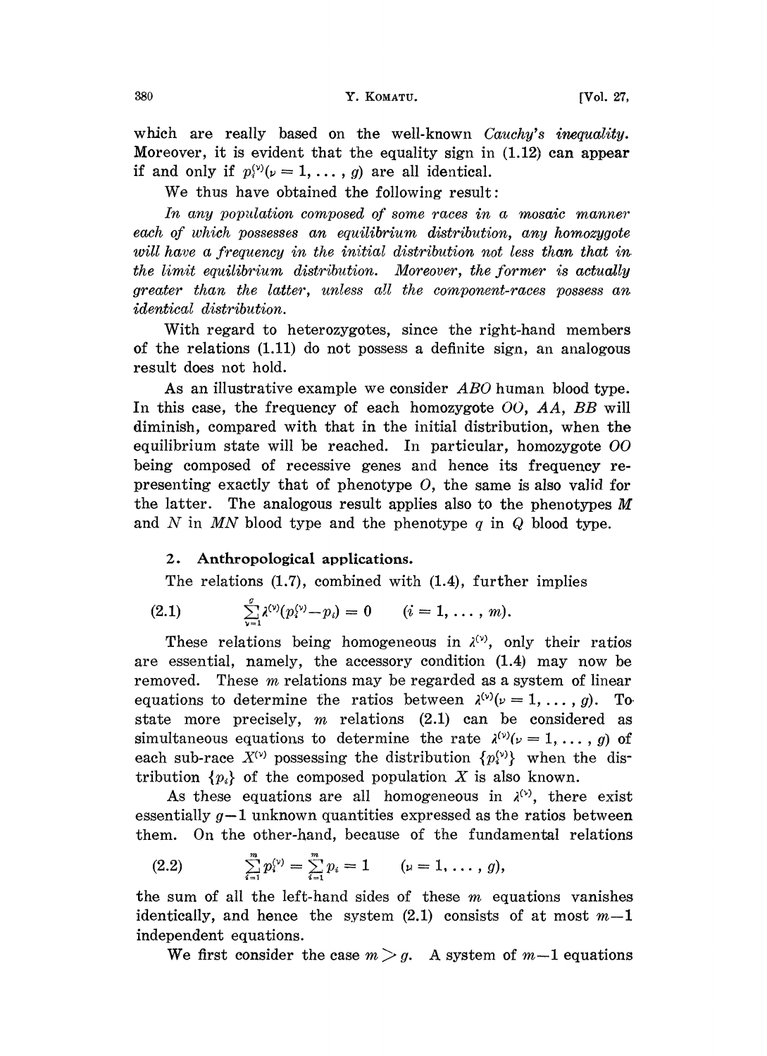which are really based on the well-known *Cauchy's inequality*. Moreover, it is evident that the equality sign in (1.12) can appear if and only if $p_i^{(\nu)} (\nu = 1, \ldots, g)$ are all identical.

We thus have obtained the following result:

*In any population composed of some races in a mosaic manner each of which possesses an equilibrium distribution, any homozygote will have a frequency in the initial distribution not less than that in the limit equilibrium distribution. Moreover, the former is actually greater than the latter, unless all the component-races possess an identical distribution.*

With regard to heterozygotes, since the right-hand members of the relations (1.11) do not possess a definite sign, an analogous result does not hold.

As an illustrative example we consider *ABO* human blood type. In this case, the frequency of each homozygote *OO*, *AA*, *BB* will diminish, compared with that in the initial distribution, when the equilibrium state will be reached. In particular, homozygote *OO* being composed of recessive genes and hence its frequency representing exactly that of phenotype *O*, the same is also valid for the latter. The analogous result applies also to the phenotypes *M* and *N* in *MN* blood type and the phenotype *q* in *Q* blood type.

## 2. Anthropological applications.

The relations (1.7), combined with (1.4), further implies

$$\sum_{\nu=1}^{g} \lambda^{(\nu)} (p_i^{(\nu)} - p_i) = 0 \qquad (i = 1, \ldots, m). \tag{2.1}$$

These relations being homogeneous in $\lambda^{(\nu)}$, only their ratios are essential, namely, the accessory condition (1.4) may now be removed. These $m$ relations may be regarded as a system of linear equations to determine the ratios between $\lambda^{(\nu)} (\nu = 1, \ldots, g)$. To state more precisely, $m$ relations (2.1) can be considered as simultaneous equations to determine the rate $\lambda^{(\nu)} (\nu = 1, \ldots, g)$ of each sub-race $X^{(\nu)}$ possessing the distribution $\{p_i^{(\nu)}\}$ when the distribution $\{p_i\}$ of the composed population $X$ is also known.

As these equations are all homogeneous in $\lambda^{(\nu)}$, there exist essentially $g-1$ unknown quantities expressed as the ratios between them. On the other-hand, because of the fundamental relations

$$\sum_{i=1}^{m} p_i^{(\nu)} = \sum_{i=1}^{m} p_i = 1 \qquad (\nu = 1, \ldots, g), \tag{2.2}$$

the sum of all the left-hand sides of these $m$ equations vanishes identically, and hence the system (2.1) consists of at most $m-1$ independent equations.

We first consider the case $m > g$. A system of $m-1$ equations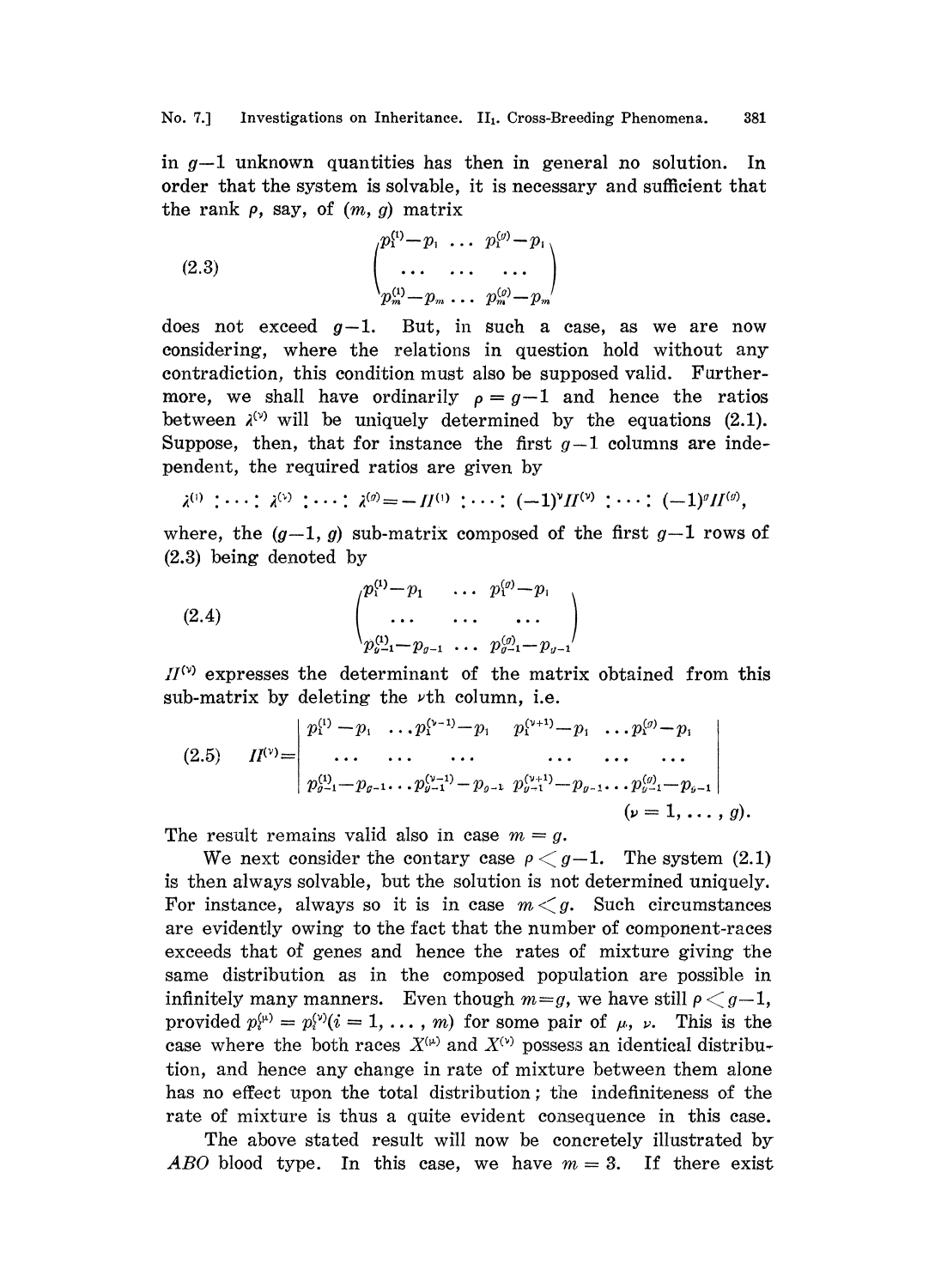in $g-1$ unknown quantities has then in general no solution. In order that the system is solvable, it is necessary and sufficient that the rank $\rho$, say, of $(m, g)$ matrix

$$
(2.3) \qquad \begin{pmatrix} p_1^{(1)}-p_1 & \dots & p_1^{(g)}-p_1 \\ \dots & \dots & \dots \\ p_m^{(1)}-p_m & \dots & p_m^{(g)}-p_m \end{pmatrix}
$$

does not exceed $g-1$. But, in such a case, as we are now considering, where the relations in question hold without any contradiction, this condition must also be supposed valid. Furthermore, we shall have ordinarily $\rho = g-1$ and hence the ratios between $\lambda^{(\nu)}$ will be uniquely determined by the equations (2.1). Suppose, then, that for instance the first $g-1$ columns are independent, the required ratios are given by

$$
\lambda^{(1)} : \dots : \lambda^{(\nu)} : \dots : \lambda^{(g)} = -\Pi^{(1)} : \dots : (-1)^{\nu}\Pi^{(\nu)} : \dots : (-1)^{g}\Pi^{(g)},
$$

where, the $(g-1, g)$ sub-matrix composed of the first $g-1$ rows of (2.3) being denoted by

$$
(2.4) \qquad \begin{pmatrix} p_1^{(1)}-p_1 & \dots & p_1^{(g)}-p_1 \\ \dots & \dots & \dots \\ p_{g-1}^{(1)}-p_{g-1} & \dots & p_{g-1}^{(g)}-p_{g-1} \end{pmatrix}
$$

$\Pi^{(\nu)}$ expresses the determinant of the matrix obtained from this sub-matrix by deleting the $\nu$th column, i.e.

$$
(2.5) \qquad \Pi^{(\nu)} = \begin{vmatrix} p_1^{(1)}-p_1 & \dots p_1^{(\nu-1)}-p_1 & p_1^{(\nu+1)}-p_1 & \dots p_1^{(g)}-p_1 \\ \dots & \dots & \dots & \dots \\ p_{g-1}^{(1)}-p_{g-1} & \dots p_{g-1}^{(\nu-1)}-p_{g-1} & p_{g-1}^{(\nu+1)}-p_{g-1} & \dots p_{g-1}^{(g)}-p_{g-1} \end{vmatrix}
$$

$$
(\nu = 1, \dots, g).
$$

The result remains valid also in case $m = g$.

We next consider the contary case $\rho < g-1$. The system (2.1) is then always solvable, but the solution is not determined uniquely. For instance, always so it is in case $m < g$. Such circumstances are evidently owing to the fact that the number of component-races exceeds that of genes and hence the rates of mixture giving the same distribution as in the composed population are possible in infinitely many manners. Even though $m=g$, we have still $\rho < g-1$, provided $p_i^{(\mu)} = p_i^{(\nu)} (i = 1, \dots, m)$ for some pair of $\mu$, $\nu$. This is the case where the both races $X^{(\mu)}$ and $X^{(\nu)}$ possess an identical distribution, and hence any change in rate of mixture between them alone has no effect upon the total distribution; the indefiniteness of the rate of mixture is thus a quite evident consequence in this case.

The above stated result will now be concretely illustrated by *ABO* blood type. In this case, we have $m = 3$. If there exist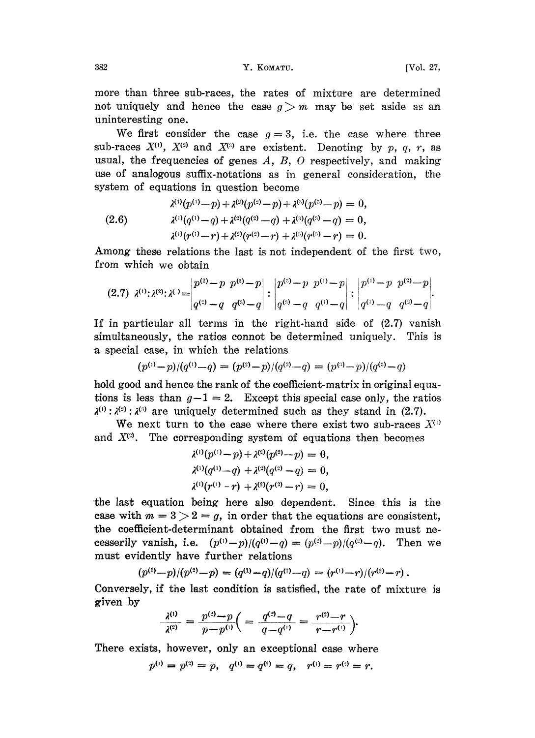more than three sub-races, the rates of mixture are determined not uniquely and hence the case $g > m$ may be set aside as an uninteresting one.

We first consider the case $g = 3$, i.e. the case where three sub-races $X^{(1)}$, $X^{(2)}$ and $X^{(3)}$ are existent. Denoting by $p$, $q$, $r$, as usual, the frequencies of genes $A$, $B$, $O$ respectively, and making use of analogous suffix-notations as in general consideration, the system of equations in question become

$$
(2.6) \qquad
\begin{aligned}
\lambda^{(1)}(p^{(1)}-p)+\lambda^{(2)}(p^{(2)}-p)+\lambda^{(3)}(p^{(3)}-p) &= 0,\\
\lambda^{(1)}(q^{(1)}-q)+\lambda^{(2)}(q^{(2)}-q)+\lambda^{(3)}(q^{(3)}-q) &= 0,\\
\lambda^{(1)}(r^{(1)}-r)+\lambda^{(2)}(r^{(2)}-r)+\lambda^{(3)}(r^{(3)}-r) &= 0.
\end{aligned}
$$

Among these relations the last is not independent of the first two, from which we obtain

$$
(2.7) \quad \lambda^{(1)}:\lambda^{(2)}:\lambda^{(3)} = \begin{vmatrix} p^{(2)}-p & p^{(3)}-p \\ q^{(2)}-q & q^{(3)}-q \end{vmatrix} : \begin{vmatrix} p^{(3)}-p & p^{(1)}-p \\ q^{(3)}-q & q^{(1)}-q \end{vmatrix} : \begin{vmatrix} p^{(1)}-p & p^{(2)}-p \\ q^{(1)}-q & q^{(2)}-q \end{vmatrix}.
$$

If in particular all terms in the right-hand side of (2.7) vanish simultaneously, the ratios connot be determined uniquely. This is a special case, in which the relations

$$
(p^{(1)}-p)/(q^{(1)}-q) = (p^{(2)}-p)/(q^{(2)}-q) = (p^{(3)}-p)/(q^{(3)}-q)
$$

hold good and hence the rank of the coefficient-matrix in original equations is less than $g-1 = 2$. Except this special case only, the ratios $\lambda^{(1)}:\lambda^{(2)}:\lambda^{(3)}$ are uniquely determined such as they stand in (2.7).

We next turn to the case where there exist two sub-races $X^{(1)}$ and $X^{(2)}$. The corresponding system of equations then becomes

$$
\begin{aligned}
\lambda^{(1)}(p^{(1)}-p)+\lambda^{(2)}(p^{(2)}-p) &= 0,\\
\lambda^{(1)}(q^{(1)}-q)+\lambda^{(2)}(q^{(2)}-q) &= 0,\\
\lambda^{(1)}(r^{(1)}-r)+\lambda^{(2)}(r^{(2)}-r) &= 0,
\end{aligned}
$$

the last equation being here also dependent. Since this is the case with $m = 3 > 2 = g$, in order that the equations are consistent, the coefficient-determinant obtained from the first two must necesserily vanish, i.e. $(p^{(1)}-p)/(q^{(1)}-q) = (p^{(2)}-p)/(q^{(2)}-q)$. Then we must evidently have further relations

$$
(p^{(1)}-p)/(p^{(2)}-p) = (q^{(1)}-q)/(q^{(2)}-q) = (r^{(1)}-r)/(r^{(2)}-r).
$$

Conversely, if the last condition is satisfied, the rate of mixture is given by

$$
\frac{\lambda^{(1)}}{\lambda^{(2)}} = \frac{p^{(2)}-p}{p-p^{(1)}}\left( = \frac{q^{(2)}-q}{q-q^{(1)}} = \frac{r^{(2)}-r}{r-r^{(1)}} \right).
$$

There exists, however, only an exceptional case where

$$
p^{(1)} = p^{(2)} = p, \quad q^{(1)} = q^{(2)} = q, \quad r^{(1)} = r^{(2)} = r.
$$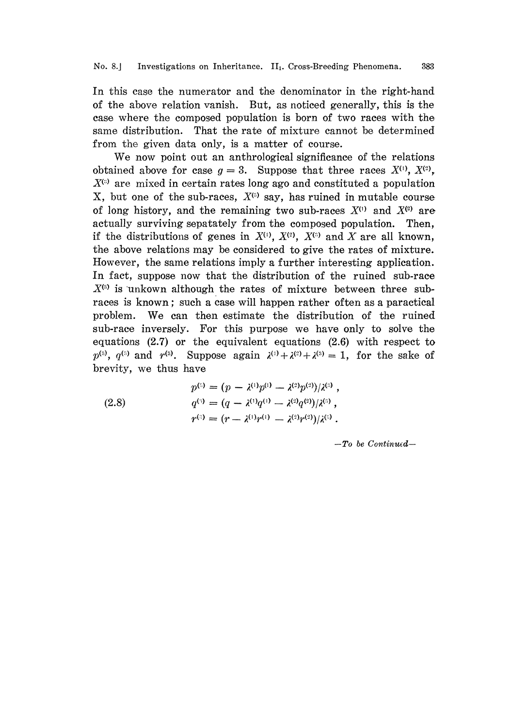In this case the numerator and the denominator in the right-hand of the above relation vanish. But, as noticed generally, this is the case where the composed population is born of two races with the same distribution. That the rate of mixture cannot be determined from the given data only, is a matter of course.

We now point out an anthrological significance of the relations obtained above for case $g = 3$. Suppose that three races $X^{(1)}$, $X^{(2)}$, $X^{(3)}$ are mixed in certain rates long ago and constituted a population X, but one of the sub-races, $X^{(3)}$ say, has ruined in mutable course of long history, and the remaining two sub-races $X^{(1)}$ and $X^{(2)}$ are actually surviving sepatately from the composed population. Then, if the distributions of genes in $X^{(1)}$, $X^{(2)}$, $X^{(3)}$ and $X$ are all known, the above relations may be considered to give the rates of mixture. However, the same relations imply a further interesting application. In fact, suppose now that the distribution of the ruined sub-race $X^{(3)}$ is unkown although the rates of mixture between three sub-races is known; such a case will happen rather often as a paractical problem. We can then estimate the distribution of the ruined sub-race inversely. For this purpose we have only to solve the equations (2.7) or the equivalent equations (2.6) with respect to $p^{(3)}$, $q^{(3)}$ and $r^{(3)}$. Suppose again $\lambda^{(1)} + \lambda^{(2)} + \lambda^{(3)} = 1$, for the sake of brevity, we thus have

$$
\begin{aligned}
p^{(3)} &= (p - \lambda^{(1)}p^{(1)} - \lambda^{(2)}p^{(2)})/\lambda^{(3)}, \\
q^{(3)} &= (q - \lambda^{(1)}q^{(1)} - \lambda^{(2)}q^{(2)})/\lambda^{(3)}, \\
r^{(3)} &= (r - \lambda^{(1)}r^{(1)} - \lambda^{(2)}r^{(2)})/\lambda^{(3)}.
\end{aligned}
\tag{2.8}
$$

*—To be Continued—*